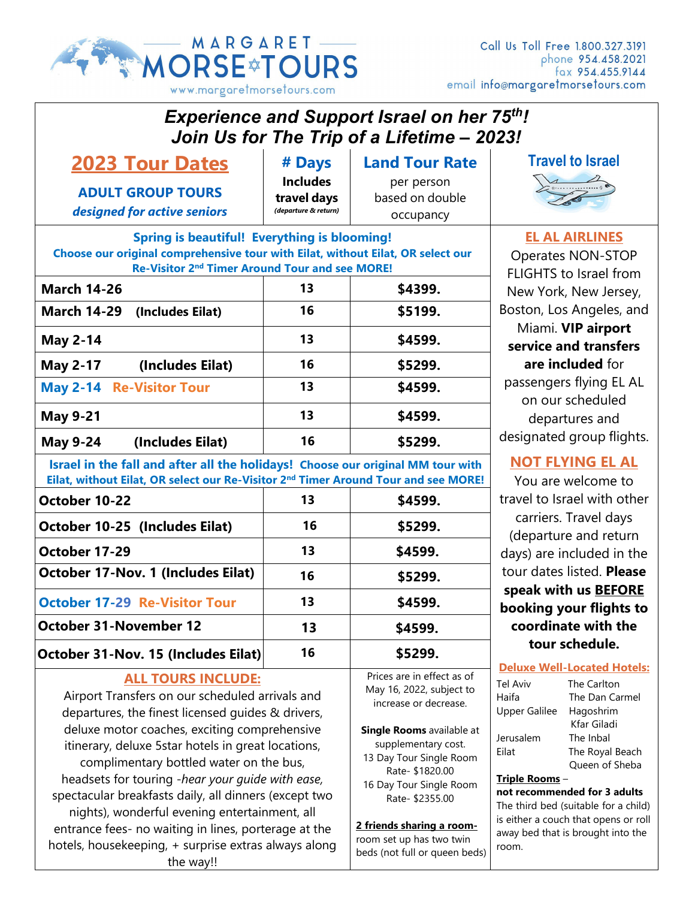# MARGARET MORSE TOURS

www.margaretmorsetours.com

Call Us Toll Free 1.800.327.3191
phone 954.458.2021
fax 954.455.9144
email info@margaretmorsetours.com

## *Experience and Support Israel on her 75th!*
## *Join Us for The Trip of a Lifetime – 2023!*

| **2023 Tour Dates** ADULT GROUP TOURS *designed for active seniors* | **# Days** Includes travel days *(departure & return)* | **Land Tour Rate** per person based on double occupancy |
|---|---|---|
| **Spring is beautiful! Everything is blooming! Choose our original comprehensive tour with Eilat, without Eilat, OR select our Re-Visitor 2nd Timer Around Tour and see MORE!** | | |
| **March 14-26** | 13 | **$4399.** |
| **March 14-29 (Includes Eilat)** | 16 | **$5199.** |
| **May 2-14** | 13 | **$4599.** |
| **May 2-17 (Includes Eilat)** | 16 | **$5299.** |
| **May 2-14 Re-Visitor Tour** | 13 | **$4599.** |
| **May 9-21** | 13 | **$4599.** |
| **May 9-24 (Includes Eilat)** | 16 | **$5299.** |
| **Israel in the fall and after all the holidays! Choose our original MM tour with Eilat, without Eilat, OR select our Re-Visitor 2nd Timer Around Tour and see MORE!** | | |
| **October 10-22** | 13 | **$4599.** |
| **October 10-25 (Includes Eilat)** | 16 | **$5299.** |
| **October 17-29** | 13 | **$4599.** |
| **October 17-Nov. 1 (Includes Eilat)** | 16 | **$5299.** |
| **October 17-29 Re-Visitor Tour** | 13 | **$4599.** |
| **October 31-November 12** | 13 | **$4599.** |
| **October 31-Nov. 15 (Includes Eilat)** | 16 | **$5299.** |

### ALL TOURS INCLUDE:

Airport Transfers on our scheduled arrivals and departures, the finest licensed guides & drivers, deluxe motor coaches, exciting comprehensive itinerary, deluxe 5star hotels in great locations, complimentary bottled water on the bus, headsets for touring -*hear your guide with ease,* spectacular breakfasts daily, all dinners (except two nights), wonderful evening entertainment, all entrance fees- no waiting in lines, porterage at the hotels, housekeeping, + surprise extras always along the way!!

Prices are in effect as of May 16, 2022, subject to increase or decrease.

**Single Rooms** available at supplementary cost.
13 Day Tour Single Room Rate- $1820.00
16 Day Tour Single Room Rate- $2355.00

**2 friends sharing a room-** room set up has two twin beds (not full or queen beds)

### Travel to Israel

### EL AL AIRLINES

Operates NON-STOP FLIGHTS to Israel from New York, New Jersey, Boston, Los Angeles, and Miami. **VIP airport service and transfers are included** for passengers flying EL AL on our scheduled departures and designated group flights.

### NOT FLYING EL AL

You are welcome to travel to Israel with other carriers. Travel days (departure and return days) are included in the tour dates listed. **Please speak with us BEFORE booking your flights to coordinate with the tour schedule.**

### Deluxe Well-Located Hotels:

| | |
|---|---|
| Tel Aviv | The Carlton |
| Haifa | The Dan Carmel |
| Upper Galilee | Hagoshrim, Kfar Giladi |
| Jerusalem | The Inbal |
| Eilat | The Royal Beach, Queen of Sheba |

**Triple Rooms** – **not recommended for 3 adults**
The third bed (suitable for a child) is either a couch that opens or roll away bed that is brought into the room.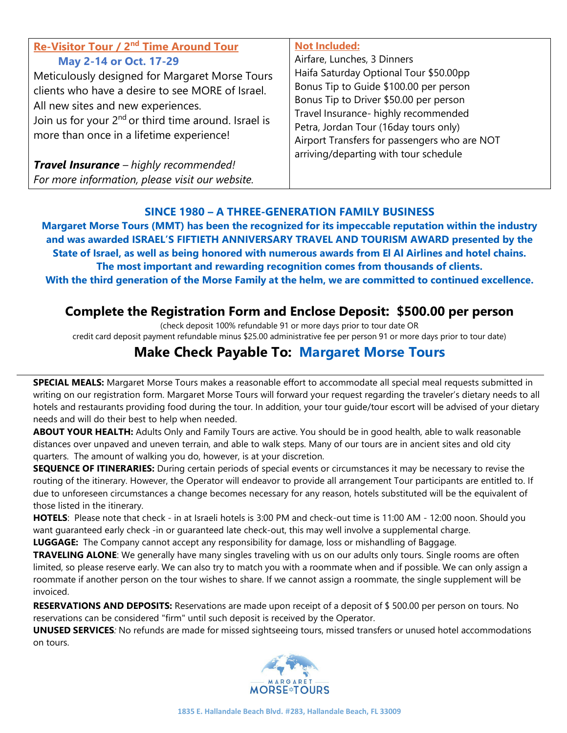| **Re-Visitor Tour / 2nd Time Around Tour** | **Not Included:** |
| --- | --- |
| **May 2-14 or Oct. 17-29**<br>Meticulously designed for Margaret Morse Tours clients who have a desire to see MORE of Israel. All new sites and new experiences.<br>Join us for your 2nd or third time around. Israel is more than once in a lifetime experience!<br><br>***Travel Insurance*** *– highly recommended!*<br>*For more information, please visit our website.* | Airfare, Lunches, 3 Dinners<br>Haifa Saturday Optional Tour $50.00pp<br>Bonus Tip to Guide $100.00 per person<br>Bonus Tip to Driver $50.00 per person<br>Travel Insurance- highly recommended<br>Petra, Jordan Tour (16day tours only)<br>Airport Transfers for passengers who are NOT arriving/departing with tour schedule |

**SINCE 1980 – A THREE-GENERATION FAMILY BUSINESS**

**Margaret Morse Tours (MMT) has been the recognized for its impeccable reputation within the industry and was awarded ISRAEL'S FIFTIETH ANNIVERSARY TRAVEL AND TOURISM AWARD presented by the State of Israel, as well as being honored with numerous awards from El Al Airlines and hotel chains. The most important and rewarding recognition comes from thousands of clients. With the third generation of the Morse Family at the helm, we are committed to continued excellence.**

## Complete the Registration Form and Enclose Deposit: $500.00 per person

(check deposit 100% refundable 91 or more days prior to tour date OR
credit card deposit payment refundable minus $25.00 administrative fee per person 91 or more days prior to tour date)

## Make Check Payable To: Margaret Morse Tours

---

**SPECIAL MEALS:** Margaret Morse Tours makes a reasonable effort to accommodate all special meal requests submitted in writing on our registration form. Margaret Morse Tours will forward your request regarding the traveler's dietary needs to all hotels and restaurants providing food during the tour. In addition, your tour guide/tour escort will be advised of your dietary needs and will do their best to help when needed.

**ABOUT YOUR HEALTH:** Adults Only and Family Tours are active. You should be in good health, able to walk reasonable distances over unpaved and uneven terrain, and able to walk steps. Many of our tours are in ancient sites and old city quarters. The amount of walking you do, however, is at your discretion.

**SEQUENCE OF ITINERARIES:** During certain periods of special events or circumstances it may be necessary to revise the routing of the itinerary. However, the Operator will endeavor to provide all arrangement Tour participants are entitled to. If due to unforeseen circumstances a change becomes necessary for any reason, hotels substituted will be the equivalent of those listed in the itinerary.

**HOTELS**: Please note that check - in at Israeli hotels is 3:00 PM and check-out time is 11:00 AM - 12:00 noon. Should you want guaranteed early check -in or guaranteed late check-out, this may well involve a supplemental charge.

**LUGGAGE:** The Company cannot accept any responsibility for damage, loss or mishandling of Baggage.

**TRAVELING ALONE**: We generally have many singles traveling with us on our adults only tours. Single rooms are often limited, so please reserve early. We can also try to match you with a roommate when and if possible. We can only assign a roommate if another person on the tour wishes to share. If we cannot assign a roommate, the single supplement will be invoiced.

**RESERVATIONS AND DEPOSITS:** Reservations are made upon receipt of a deposit of $ 500.00 per person on tours. No reservations can be considered "firm" until such deposit is received by the Operator.

**UNUSED SERVICES***:* No refunds are made for missed sightseeing tours, missed transfers or unused hotel accommodations on tours.

MARGARET MORSE TOURS

1835 E. Hallandale Beach Blvd. #283, Hallandale Beach, FL 33009